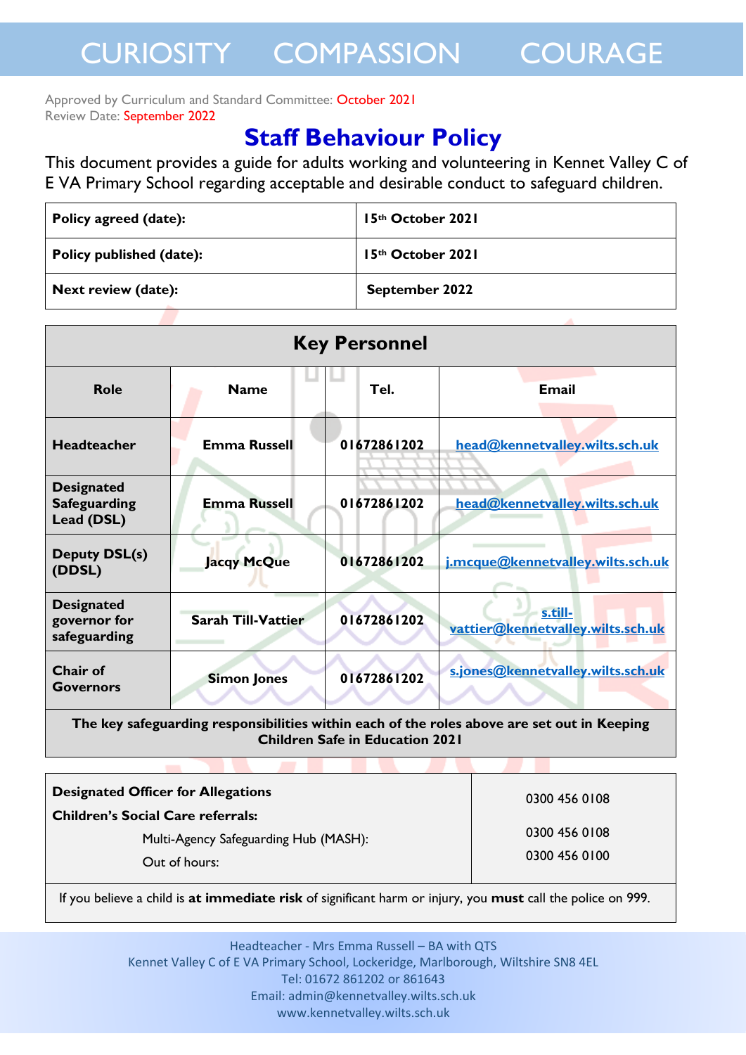CURIOSITY COMPASSION COURAGE

Approved by Curriculum and Standard Committee: October 2021
Review Date: September 2022

# Staff Behaviour Policy

This document provides a guide for adults working and volunteering in Kennet Valley C of E VA Primary School regarding acceptable and desirable conduct to safeguard children.

| | |
|---|---|
| **Policy agreed (date):** | **15th October 2021** |
| **Policy published (date):** | **15th October 2021** |
| **Next review (date):** | **September 2022** |

| **Key Personnel** | | | |
|---|---|---|---|
| **Role** | **Name** | **Tel.** | **Email** |
| **Headteacher** | **Emma Russell** | **01672861202** | head@kennetvalley.wilts.sch.uk |
| **Designated Safeguarding Lead (DSL)** | **Emma Russell** | **01672861202** | head@kennetvalley.wilts.sch.uk |
| **Deputy DSL(s) (DDSL)** | **Jacqy McQue** | **01672861202** | j.mcque@kennetvalley.wilts.sch.uk |
| **Designated governor for safeguarding** | **Sarah Till-Vattier** | **01672861202** | s.till-vattier@kennetvalley.wilts.sch.uk |
| **Chair of Governors** | **Simon Jones** | **01672861202** | s.jones@kennetvalley.wilts.sch.uk |
| **The key safeguarding responsibilities within each of the roles above are set out in Keeping Children Safe in Education 2021** | | | |

| | |
|---|---|
| **Designated Officer for Allegations** | 0300 456 0108 |
| **Children's Social Care referrals:** | |
| Multi-Agency Safeguarding Hub (MASH): | 0300 456 0108 |
| Out of hours: | 0300 456 0100 |

If you believe a child is **at immediate risk** of significant harm or injury, you **must** call the police on 999.

Headteacher - Mrs Emma Russell – BA with QTS
Kennet Valley C of E VA Primary School, Lockeridge, Marlborough, Wiltshire SN8 4EL
Tel: 01672 861202 or 861643
Email: admin@kennetvalley.wilts.sch.uk
www.kennetvalley.wilts.sch.uk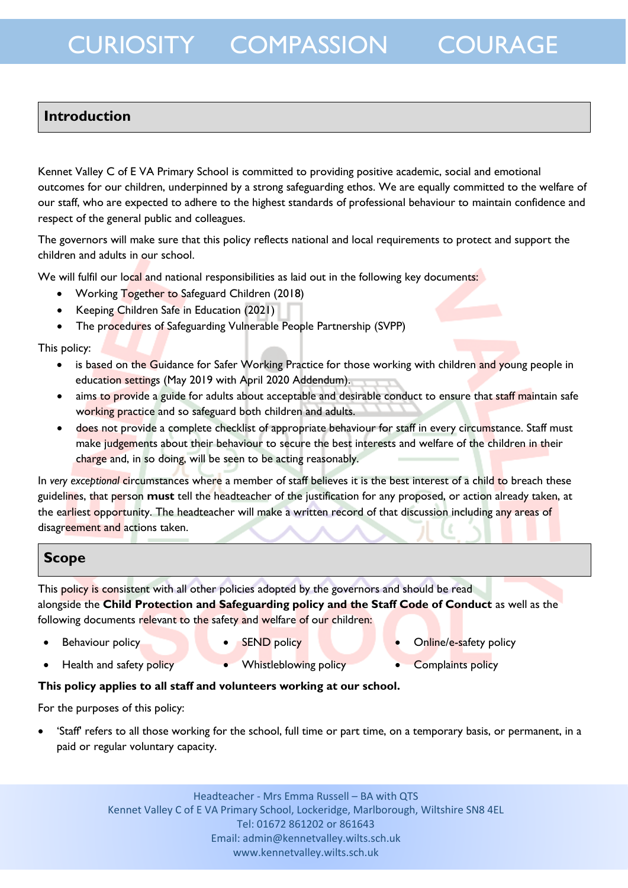## Introduction

Kennet Valley C of E VA Primary School is committed to providing positive academic, social and emotional outcomes for our children, underpinned by a strong safeguarding ethos. We are equally committed to the welfare of our staff, who are expected to adhere to the highest standards of professional behaviour to maintain confidence and respect of the general public and colleagues.

The governors will make sure that this policy reflects national and local requirements to protect and support the children and adults in our school.

We will fulfil our local and national responsibilities as laid out in the following key documents:

- Working Together to Safeguard Children (2018)
- Keeping Children Safe in Education (2021)
- The procedures of Safeguarding Vulnerable People Partnership (SVPP)

This policy:

- is based on the Guidance for Safer Working Practice for those working with children and young people in education settings (May 2019 with April 2020 Addendum).
- aims to provide a guide for adults about acceptable and desirable conduct to ensure that staff maintain safe working practice and so safeguard both children and adults.
- does not provide a complete checklist of appropriate behaviour for staff in every circumstance. Staff must make judgements about their behaviour to secure the best interests and welfare of the children in their charge and, in so doing, will be seen to be acting reasonably.

In *very exceptional* circumstances where a member of staff believes it is the best interest of a child to breach these guidelines, that person **must** tell the headteacher of the justification for any proposed, or action already taken, at the earliest opportunity. The headteacher will make a written record of that discussion including any areas of disagreement and actions taken.

## Scope

This policy is consistent with all other policies adopted by the governors and should be read alongside the **Child Protection and Safeguarding policy and the Staff Code of Conduct** as well as the following documents relevant to the safety and welfare of our children:

- Behaviour policy
- SEND policy
- Online/e-safety policy
- Health and safety policy
- Whistleblowing policy
- Complaints policy

**This policy applies to all staff and volunteers working at our school.**

For the purposes of this policy:

- 'Staff' refers to all those working for the school, full time or part time, on a temporary basis, or permanent, in a paid or regular voluntary capacity.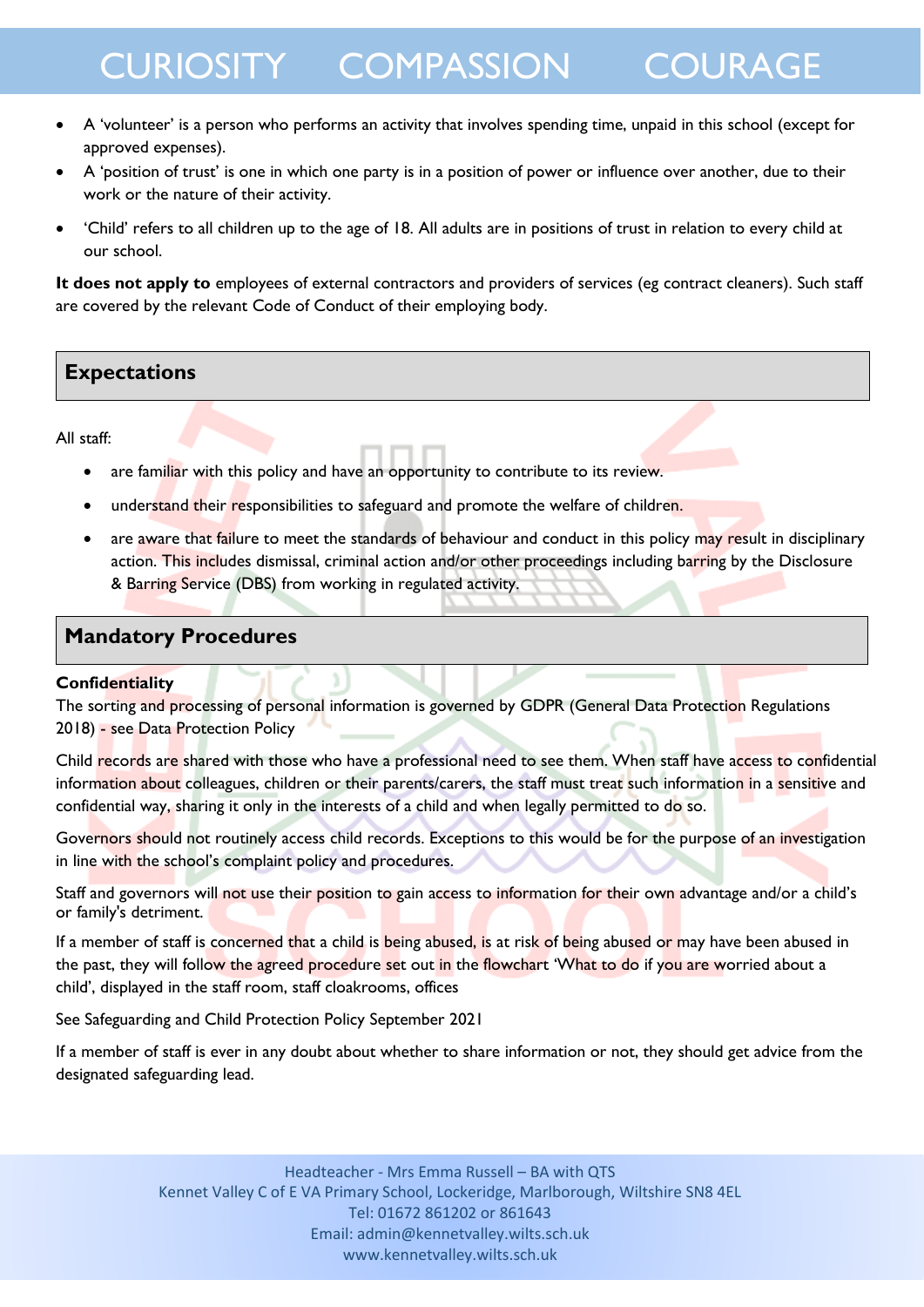- A 'volunteer' is a person who performs an activity that involves spending time, unpaid in this school (except for approved expenses).
- A 'position of trust' is one in which one party is in a position of power or influence over another, due to their work or the nature of their activity.
- 'Child' refers to all children up to the age of 18. All adults are in positions of trust in relation to every child at our school.

**It does not apply to** employees of external contractors and providers of services (eg contract cleaners). Such staff are covered by the relevant Code of Conduct of their employing body.

## Expectations

All staff:

- are familiar with this policy and have an opportunity to contribute to its review.
- understand their responsibilities to safeguard and promote the welfare of children.
- are aware that failure to meet the standards of behaviour and conduct in this policy may result in disciplinary action. This includes dismissal, criminal action and/or other proceedings including barring by the Disclosure & Barring Service (DBS) from working in regulated activity.

## Mandatory Procedures

**Confidentiality**

The sorting and processing of personal information is governed by GDPR (General Data Protection Regulations 2018) - see Data Protection Policy

Child records are shared with those who have a professional need to see them. When staff have access to confidential information about colleagues, children or their parents/carers, the staff must treat such information in a sensitive and confidential way, sharing it only in the interests of a child and when legally permitted to do so.

Governors should not routinely access child records. Exceptions to this would be for the purpose of an investigation in line with the school's complaint policy and procedures.

Staff and governors will not use their position to gain access to information for their own advantage and/or a child's or family's detriment.

If a member of staff is concerned that a child is being abused, is at risk of being abused or may have been abused in the past, they will follow the agreed procedure set out in the flowchart 'What to do if you are worried about a child', displayed in the staff room, staff cloakrooms, offices

See Safeguarding and Child Protection Policy September 2021

If a member of staff is ever in any doubt about whether to share information or not, they should get advice from the designated safeguarding lead.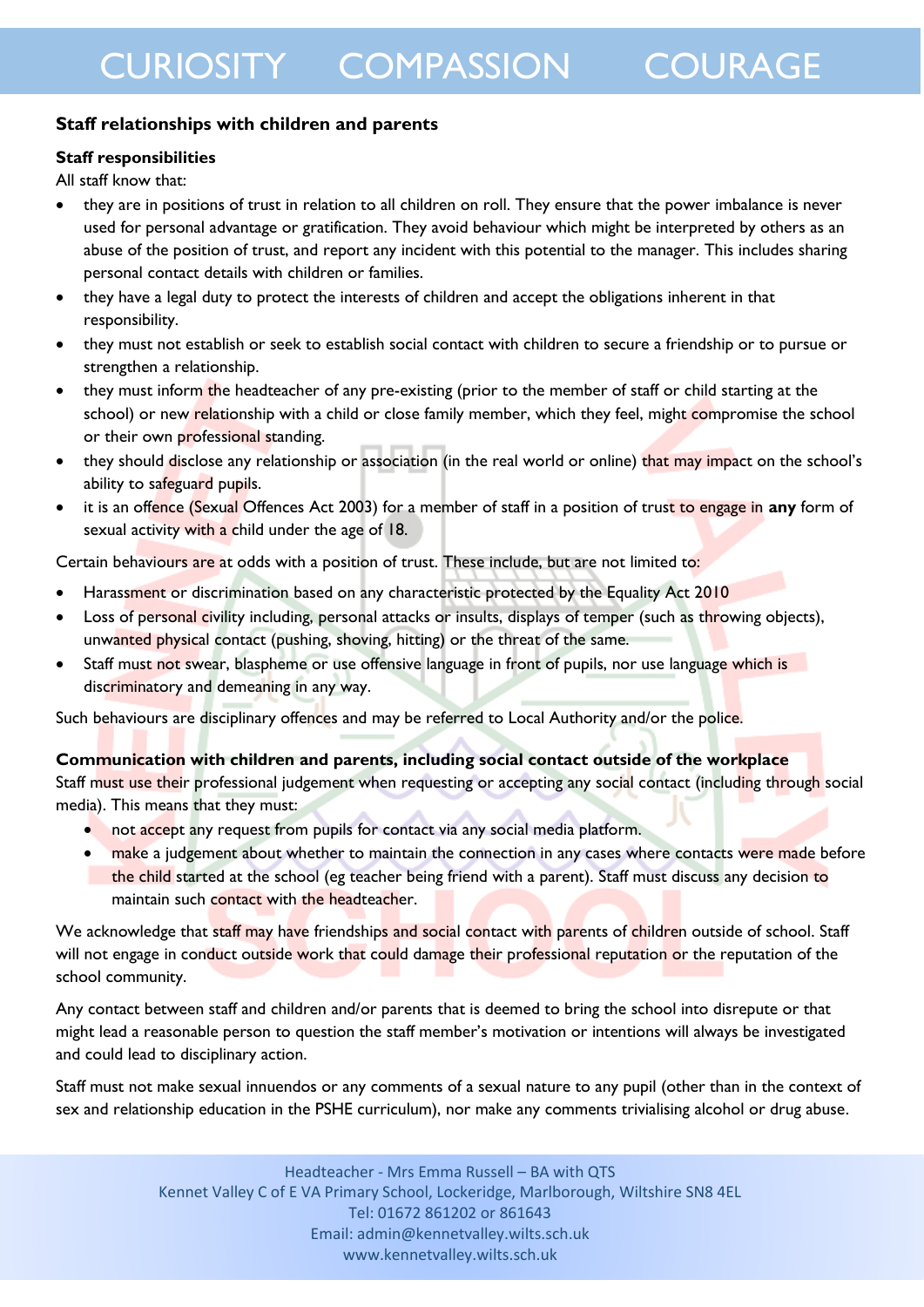**Staff relationships with children and parents**

**Staff responsibilities**

All staff know that:

- they are in positions of trust in relation to all children on roll. They ensure that the power imbalance is never used for personal advantage or gratification. They avoid behaviour which might be interpreted by others as an abuse of the position of trust, and report any incident with this potential to the manager. This includes sharing personal contact details with children or families.
- they have a legal duty to protect the interests of children and accept the obligations inherent in that responsibility.
- they must not establish or seek to establish social contact with children to secure a friendship or to pursue or strengthen a relationship.
- they must inform the headteacher of any pre-existing (prior to the member of staff or child starting at the school) or new relationship with a child or close family member, which they feel, might compromise the school or their own professional standing.
- they should disclose any relationship or association (in the real world or online) that may impact on the school's ability to safeguard pupils.
- it is an offence (Sexual Offences Act 2003) for a member of staff in a position of trust to engage in **any** form of sexual activity with a child under the age of 18.

Certain behaviours are at odds with a position of trust. These include, but are not limited to:

- Harassment or discrimination based on any characteristic protected by the Equality Act 2010
- Loss of personal civility including, personal attacks or insults, displays of temper (such as throwing objects), unwanted physical contact (pushing, shoving, hitting) or the threat of the same.
- Staff must not swear, blaspheme or use offensive language in front of pupils, nor use language which is discriminatory and demeaning in any way.

Such behaviours are disciplinary offences and may be referred to Local Authority and/or the police.

**Communication with children and parents, including social contact outside of the workplace**

Staff must use their professional judgement when requesting or accepting any social contact (including through social media). This means that they must:

- not accept any request from pupils for contact via any social media platform.
- make a judgement about whether to maintain the connection in any cases where contacts were made before the child started at the school (eg teacher being friend with a parent). Staff must discuss any decision to maintain such contact with the headteacher.

We acknowledge that staff may have friendships and social contact with parents of children outside of school. Staff will not engage in conduct outside work that could damage their professional reputation or the reputation of the school community.

Any contact between staff and children and/or parents that is deemed to bring the school into disrepute or that might lead a reasonable person to question the staff member's motivation or intentions will always be investigated and could lead to disciplinary action.

Staff must not make sexual innuendos or any comments of a sexual nature to any pupil (other than in the context of sex and relationship education in the PSHE curriculum), nor make any comments trivialising alcohol or drug abuse.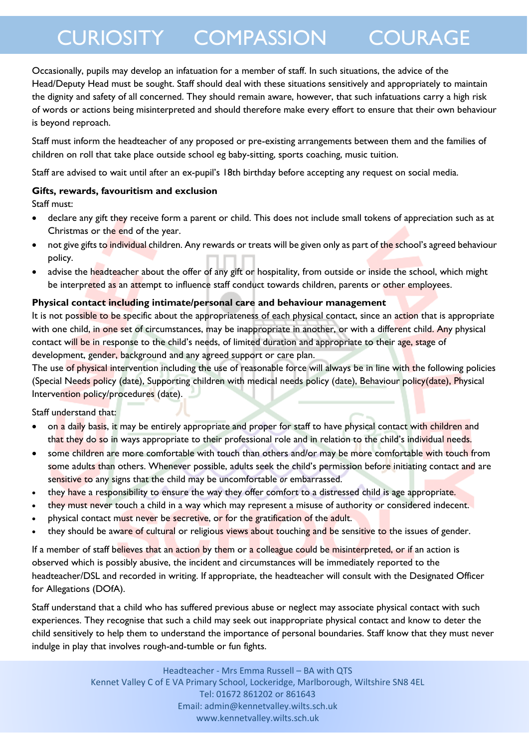Occasionally, pupils may develop an infatuation for a member of staff. In such situations, the advice of the Head/Deputy Head must be sought. Staff should deal with these situations sensitively and appropriately to maintain the dignity and safety of all concerned. They should remain aware, however, that such infatuations carry a high risk of words or actions being misinterpreted and should therefore make every effort to ensure that their own behaviour is beyond reproach.

Staff must inform the headteacher of any proposed or pre-existing arrangements between them and the families of children on roll that take place outside school eg baby-sitting, sports coaching, music tuition.

Staff are advised to wait until after an ex-pupil's 18th birthday before accepting any request on social media.

**Gifts, rewards, favouritism and exclusion**

Staff must:

- declare any gift they receive form a parent or child. This does not include small tokens of appreciation such as at Christmas or the end of the year.
- not give gifts to individual children. Any rewards or treats will be given only as part of the school's agreed behaviour policy.
- advise the headteacher about the offer of any gift or hospitality, from outside or inside the school, which might be interpreted as an attempt to influence staff conduct towards children, parents or other employees.

**Physical contact including intimate/personal care and behaviour management**

It is not possible to be specific about the appropriateness of each physical contact, since an action that is appropriate with one child, in one set of circumstances, may be inappropriate in another, or with a different child. Any physical contact will be in response to the child's needs, of limited duration and appropriate to their age, stage of development, gender, background and any agreed support or care plan.

The use of physical intervention including the use of reasonable force will always be in line with the following policies (Special Needs policy (date), Supporting children with medical needs policy (date), Behaviour policy(date), Physical Intervention policy/procedures (date).

Staff understand that:

- on a daily basis, it may be entirely appropriate and proper for staff to have physical contact with children and that they do so in ways appropriate to their professional role and in relation to the child's individual needs.
- some children are more comfortable with touch than others and/or may be more comfortable with touch from some adults than others. Whenever possible, adults seek the child's permission before initiating contact and are sensitive to any signs that the child may be uncomfortable *or* embarrassed.
- they have a responsibility to ensure the way they offer comfort to a distressed child is age appropriate.
- they must never touch a child in a way which may represent a misuse of authority or considered indecent.
- physical contact must never be secretive, or for the gratification of the adult.
- they should be aware of cultural or religious views about touching and be sensitive to the issues of gender.

If a member of staff believes that an action by them or a colleague could be misinterpreted, or if an action is observed which is possibly abusive, the incident and circumstances will be immediately reported to the headteacher/DSL and recorded in writing. If appropriate, the headteacher will consult with the Designated Officer for Allegations (DOfA).

Staff understand that a child who has suffered previous abuse or neglect may associate physical contact with such experiences. They recognise that such a child may seek out inappropriate physical contact and know to deter the child sensitively to help them to understand the importance of personal boundaries. Staff know that they must never indulge in play that involves rough-and-tumble or fun fights.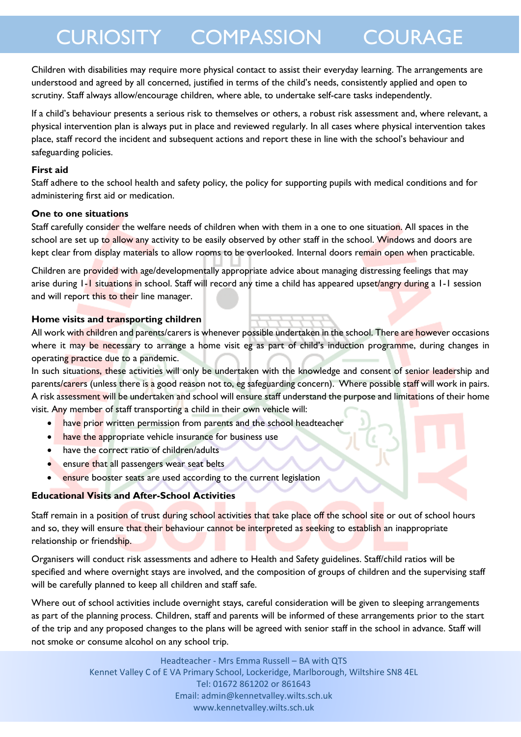Children with disabilities may require more physical contact to assist their everyday learning. The arrangements are understood and agreed by all concerned, justified in terms of the child's needs, consistently applied and open to scrutiny. Staff always allow/encourage children, where able, to undertake self-care tasks independently.

If a child's behaviour presents a serious risk to themselves or others, a robust risk assessment and, where relevant, a physical intervention plan is always put in place and reviewed regularly. In all cases where physical intervention takes place, staff record the incident and subsequent actions and report these in line with the school's behaviour and safeguarding policies.

**First aid**

Staff adhere to the school health and safety policy, the policy for supporting pupils with medical conditions and for administering first aid or medication.

**One to one situations**

Staff carefully consider the welfare needs of children when with them in a one to one situation. All spaces in the school are set up to allow any activity to be easily observed by other staff in the school. Windows and doors are kept clear from display materials to allow rooms to be overlooked. Internal doors remain open when practicable.

Children are provided with age/developmentally appropriate advice about managing distressing feelings that may arise during 1-1 situations in school. Staff will record any time a child has appeared upset/angry during a 1-1 session and will report this to their line manager.

**Home visits and transporting children**

All work with children and parents/carers is whenever possible undertaken in the school. There are however occasions where it may be necessary to arrange a home visit eg as part of child's induction programme, during changes in operating practice due to a pandemic.

In such situations, these activities will only be undertaken with the knowledge and consent of senior leadership and parents/carers (unless there is a good reason not to, eg safeguarding concern). Where possible staff will work in pairs. A risk assessment will be undertaken and school will ensure staff understand the purpose and limitations of their home visit. Any member of staff transporting a child in their own vehicle will:

- have prior written permission from parents and the school headteacher
- have the appropriate vehicle insurance for business use
- have the correct ratio of children/adults
- ensure that all passengers wear seat belts
- ensure booster seats are used according to the current legislation

**Educational Visits and After-School Activities**

Staff remain in a position of trust during school activities that take place off the school site or out of school hours and so, they will ensure that their behaviour cannot be interpreted as seeking to establish an inappropriate relationship or friendship.

Organisers will conduct risk assessments and adhere to Health and Safety guidelines. Staff/child ratios will be specified and where overnight stays are involved, and the composition of groups of children and the supervising staff will be carefully planned to keep all children and staff safe.

Where out of school activities include overnight stays, careful consideration will be given to sleeping arrangements as part of the planning process. Children, staff and parents will be informed of these arrangements prior to the start of the trip and any proposed changes to the plans will be agreed with senior staff in the school in advance. Staff will not smoke or consume alcohol on any school trip.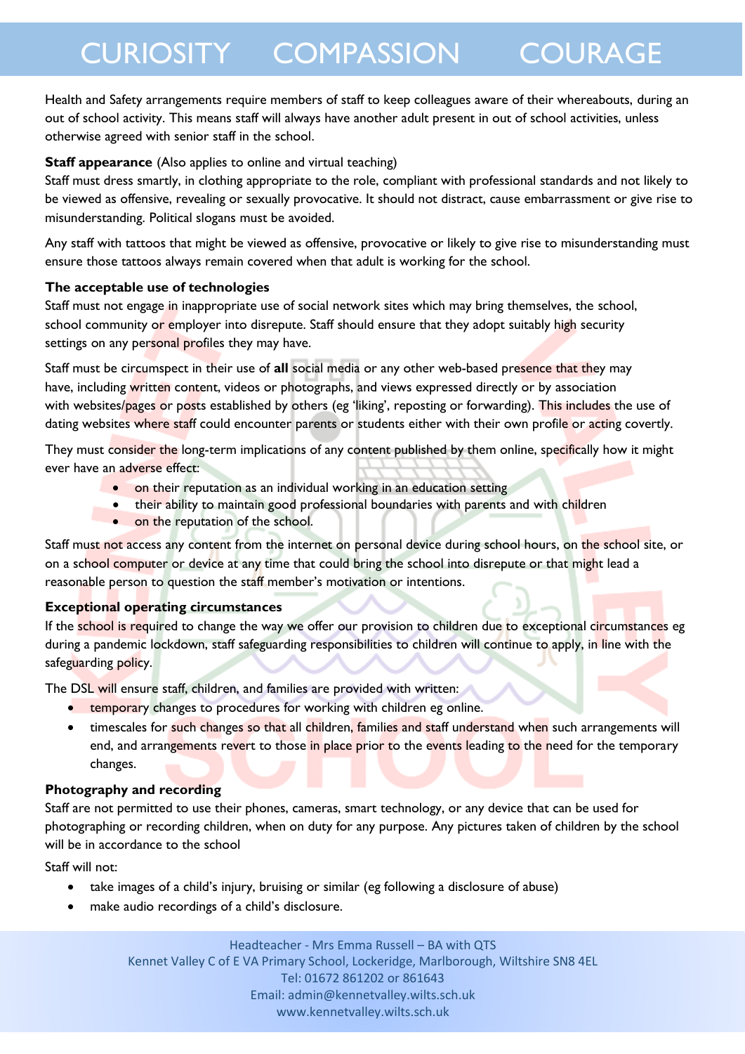Health and Safety arrangements require members of staff to keep colleagues aware of their whereabouts, during an out of school activity. This means staff will always have another adult present in out of school activities, unless otherwise agreed with senior staff in the school.

**Staff appearance** (Also applies to online and virtual teaching)
Staff must dress smartly, in clothing appropriate to the role, compliant with professional standards and not likely to be viewed as offensive, revealing or sexually provocative. It should not distract, cause embarrassment or give rise to misunderstanding. Political slogans must be avoided.

Any staff with tattoos that might be viewed as offensive, provocative or likely to give rise to misunderstanding must ensure those tattoos always remain covered when that adult is working for the school.

**The acceptable use of technologies**
Staff must not engage in inappropriate use of social network sites which may bring themselves, the school, school community or employer into disrepute. Staff should ensure that they adopt suitably high security settings on any personal profiles they may have.

Staff must be circumspect in their use of **all** social media or any other web-based presence that they may have, including written content, videos or photographs, and views expressed directly or by association with websites/pages or posts established by others (eg 'liking', reposting or forwarding). This includes the use of dating websites where staff could encounter parents or students either with their own profile or acting covertly.

They must consider the long-term implications of any content published by them online, specifically how it might ever have an adverse effect:

- on their reputation as an individual working in an education setting
- their ability to maintain good professional boundaries with parents and with children
- on the reputation of the school.

Staff must not access any content from the internet on personal device during school hours, on the school site, or on a school computer or device at any time that could bring the school into disrepute or that might lead a reasonable person to question the staff member's motivation or intentions.

**Exceptional operating circumstances**
If the school is required to change the way we offer our provision to children due to exceptional circumstances eg during a pandemic lockdown, staff safeguarding responsibilities to children will continue to apply, in line with the safeguarding policy.

The DSL will ensure staff, children, and families are provided with written:

- temporary changes to procedures for working with children eg online.
- timescales for such changes so that all children, families and staff understand when such arrangements will end, and arrangements revert to those in place prior to the events leading to the need for the temporary changes.

**Photography and recording**
Staff are not permitted to use their phones, cameras, smart technology, or any device that can be used for photographing or recording children, when on duty for any purpose. Any pictures taken of children by the school will be in accordance to the school

Staff will not:

- take images of a child's injury, bruising or similar (eg following a disclosure of abuse)
- make audio recordings of a child's disclosure.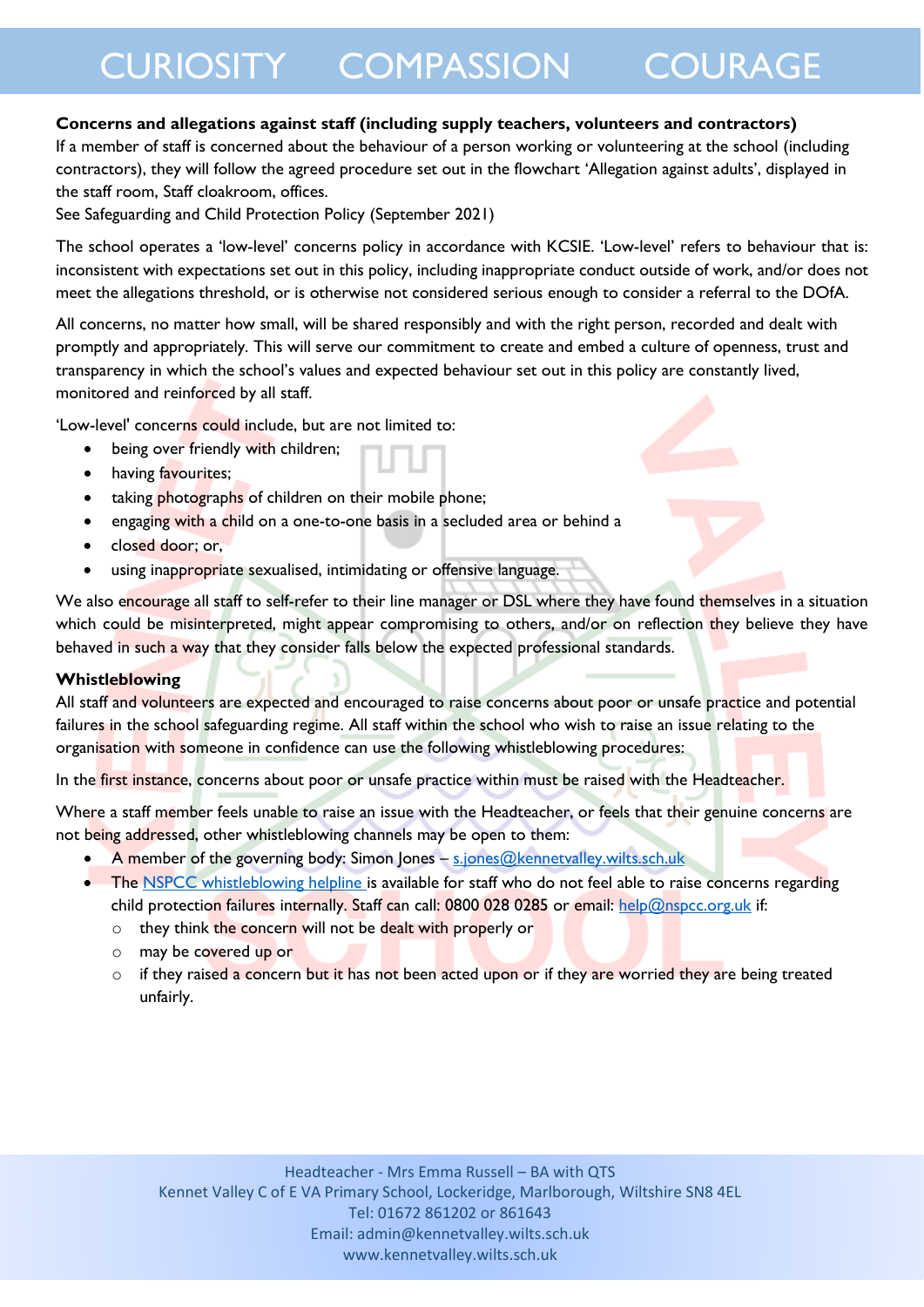**Concerns and allegations against staff (including supply teachers, volunteers and contractors)**
If a member of staff is concerned about the behaviour of a person working or volunteering at the school (including contractors), they will follow the agreed procedure set out in the flowchart 'Allegation against adults', displayed in the staff room, Staff cloakroom, offices.
See Safeguarding and Child Protection Policy (September 2021)

The school operates a 'low-level' concerns policy in accordance with KCSIE. 'Low-level' refers to behaviour that is: inconsistent with expectations set out in this policy, including inappropriate conduct outside of work, and/or does not meet the allegations threshold, or is otherwise not considered serious enough to consider a referral to the DOfA.

All concerns, no matter how small, will be shared responsibly and with the right person, recorded and dealt with promptly and appropriately. This will serve our commitment to create and embed a culture of openness, trust and transparency in which the school's values and expected behaviour set out in this policy are constantly lived, monitored and reinforced by all staff.

'Low-level' concerns could include, but are not limited to:

- being over friendly with children;
- having favourites;
- taking photographs of children on their mobile phone;
- engaging with a child on a one-to-one basis in a secluded area or behind a
- closed door; or,
- using inappropriate sexualised, intimidating or offensive language.

We also encourage all staff to self-refer to their line manager or DSL where they have found themselves in a situation which could be misinterpreted, might appear compromising to others, and/or on reflection they believe they have behaved in such a way that they consider falls below the expected professional standards.

**Whistleblowing**
All staff and volunteers are expected and encouraged to raise concerns about poor or unsafe practice and potential failures in the school safeguarding regime. All staff within the school who wish to raise an issue relating to the organisation with someone in confidence can use the following whistleblowing procedures:

In the first instance, concerns about poor or unsafe practice within must be raised with the Headteacher.

Where a staff member feels unable to raise an issue with the Headteacher, or feels that their genuine concerns are not being addressed, other whistleblowing channels may be open to them:

- A member of the governing body: Simon Jones – s.jones@kennetvalley.wilts.sch.uk
- The NSPCC whistleblowing helpline is available for staff who do not feel able to raise concerns regarding child protection failures internally. Staff can call: 0800 028 0285 or email: help@nspcc.org.uk if:
  - they think the concern will not be dealt with properly or
  - may be covered up or
  - if they raised a concern but it has not been acted upon or if they are worried they are being treated unfairly.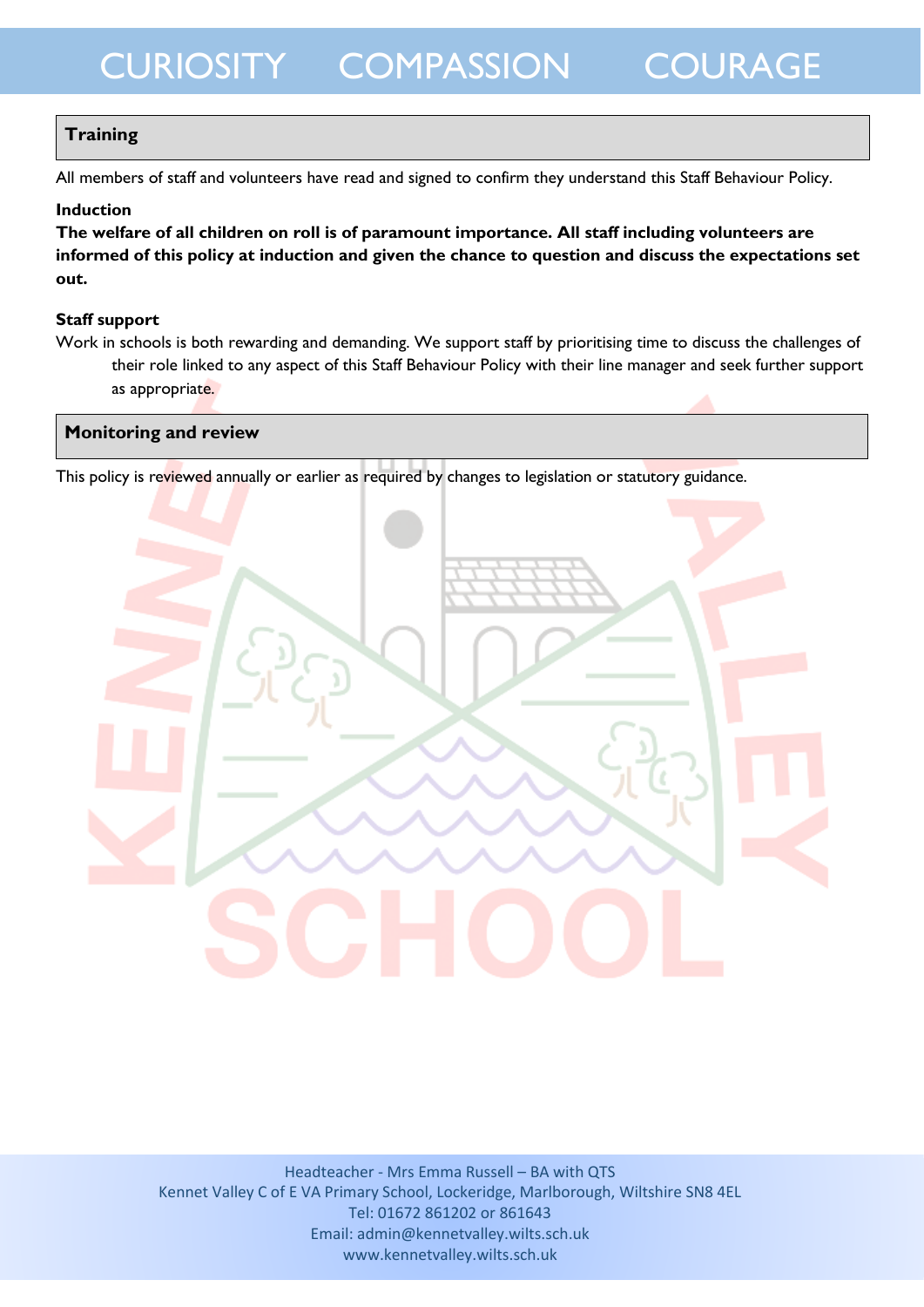## Training

All members of staff and volunteers have read and signed to confirm they understand this Staff Behaviour Policy.

**Induction**

**The welfare of all children on roll is of paramount importance. All staff including volunteers are informed of this policy at induction and given the chance to question and discuss the expectations set out.**

**Staff support**

Work in schools is both rewarding and demanding. We support staff by prioritising time to discuss the challenges of their role linked to any aspect of this Staff Behaviour Policy with their line manager and seek further support as appropriate.

## Monitoring and review

This policy is reviewed annually or earlier as required by changes to legislation or statutory guidance.